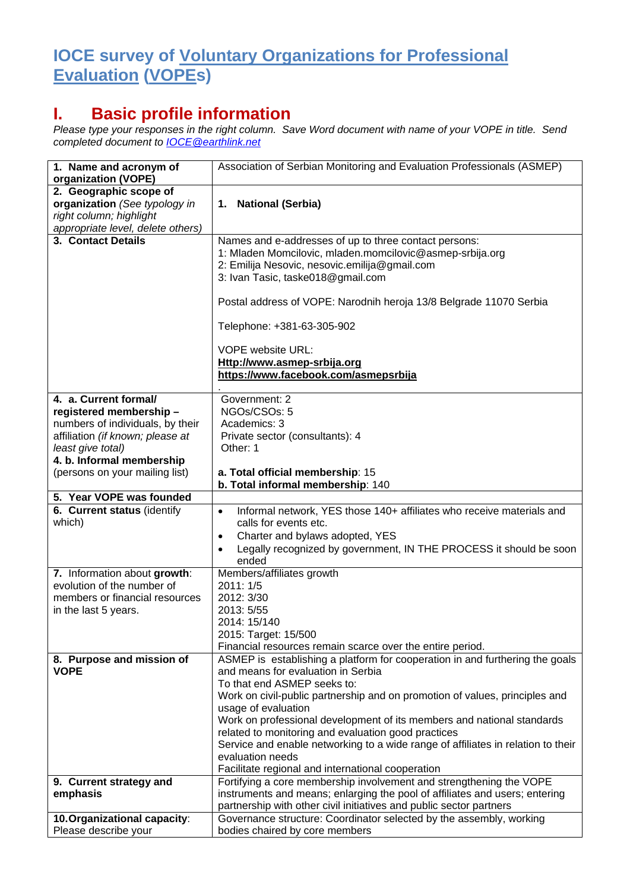# IOCE survey of Voluntary Organizations for Professional Evaluation (VOPEs)

## I. Basic profile information

*Please type your responses in the right column. Save Word document with name of your VOPE in title. Send completed document to IOCE@earthlink.net*

| | |
|---|---|
| **1. Name and acronym of organization (VOPE)** | Association of Serbian Monitoring and Evaluation Professionals (ASMEP) |
| **2. Geographic scope of organization** *(See typology in right column; highlight appropriate level, delete others)* | **1. National (Serbia)** |
| **3. Contact Details** | Names and e-addresses of up to three contact persons:<br>1: Mladen Momcilovic, mladen.momcilovic@asmep-srbija.org<br>2: Emilija Nesovic, nesovic.emilija@gmail.com<br>3: Ivan Tasic, taske018@gmail.com<br><br>Postal address of VOPE: Narodnih heroja 13/8 Belgrade 11070 Serbia<br><br>Telephone: +381-63-305-902<br><br>VOPE website URL:<br>**Http://www.asmep-srbija.org**<br>**https://www.facebook.com/asmepsrbija**<br>. |
| **4. a. Current formal/ registered membership –** numbers of individuals, by their affiliation *(if known; please at least give total)*<br>**4. b. Informal membership** (persons on your mailing list) | Government: 2<br>NGOs/CSOs: 5<br>Academics: 3<br>Private sector (consultants): 4<br>Other: 1<br><br>**a. Total official membership**: 15<br>**b. Total informal membership**: 140 |
| **5. Year VOPE was founded** | |
| **6. Current status** (identify which) | • Informal network, YES those 140+ affiliates who receive materials and calls for events etc.<br>• Charter and bylaws adopted, YES<br>• Legally recognized by government, IN THE PROCESS it should be soon ended |
| **7.** Information about **growth**: evolution of the number of members or financial resources in the last 5 years. | Members/affiliates growth<br>2011: 1/5<br>2012: 3/30<br>2013: 5/55<br>2014: 15/140<br>2015: Target: 15/500<br>Financial resources remain scarce over the entire period. |
| **8. Purpose and mission of VOPE** | ASMEP is establishing a platform for cooperation in and furthering the goals and means for evaluation in Serbia<br>To that end ASMEP seeks to:<br>Work on civil-public partnership and on promotion of values, principles and usage of evaluation<br>Work on professional development of its members and national standards related to monitoring and evaluation good practices<br>Service and enable networking to a wide range of affiliates in relation to their evaluation needs<br>Facilitate regional and international cooperation |
| **9. Current strategy and emphasis** | Fortifying a core membership involvement and strengthening the VOPE instruments and means; enlarging the pool of affiliates and users; entering partnership with other civil initiatives and public sector partners |
| **10. Organizational capacity**: Please describe your | Governance structure: Coordinator selected by the assembly, working bodies chaired by core members |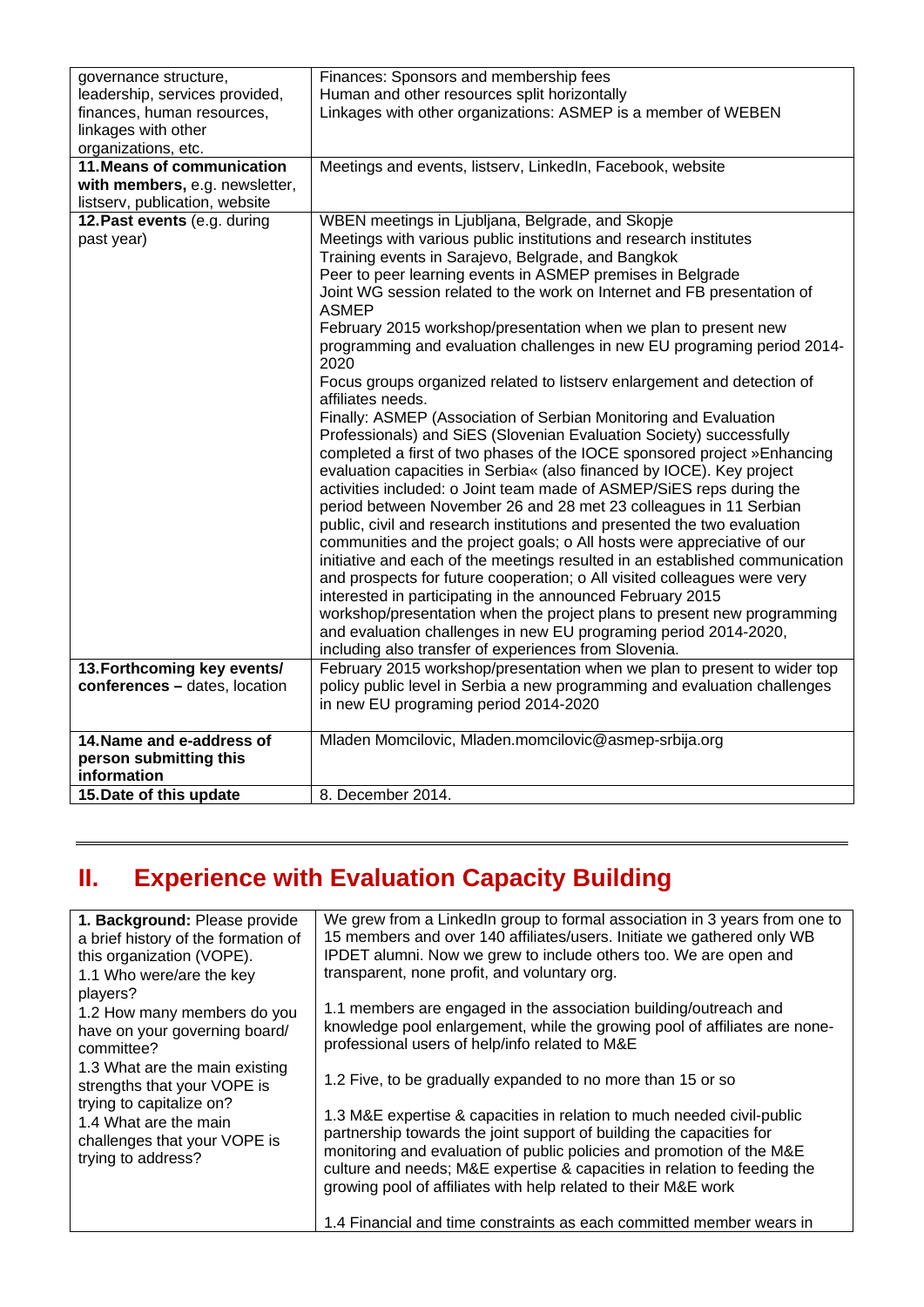| | |
|---|---|
| governance structure, leadership, services provided, finances, human resources, linkages with other organizations, etc. | Finances: Sponsors and membership fees<br>Human and other resources split horizontally<br>Linkages with other organizations: ASMEP is a member of WEBEN |
| **11.Means of communication with members,** e.g. newsletter, listserv, publication, website | Meetings and events, listserv, LinkedIn, Facebook, website |
| **12.Past events** (e.g. during past year) | WBEN meetings in Ljubljana, Belgrade, and Skopje<br>Meetings with various public institutions and research institutes<br>Training events in Sarajevo, Belgrade, and Bangkok<br>Peer to peer learning events in ASMEP premises in Belgrade<br>Joint WG session related to the work on Internet and FB presentation of ASMEP<br>February 2015 workshop/presentation when we plan to present new programming and evaluation challenges in new EU programing period 2014-2020<br>Focus groups organized related to listserv enlargement and detection of affiliates needs.<br>Finally: ASMEP (Association of Serbian Monitoring and Evaluation Professionals) and SiES (Slovenian Evaluation Society) successfully completed a first of two phases of the IOCE sponsored project »Enhancing evaluation capacities in Serbia« (also financed by IOCE). Key project activities included: o Joint team made of ASMEP/SiES reps during the period between November 26 and 28 met 23 colleagues in 11 Serbian public, civil and research institutions and presented the two evaluation communities and the project goals; o All hosts were appreciative of our initiative and each of the meetings resulted in an established communication and prospects for future cooperation; o All visited colleagues were very interested in participating in the announced February 2015 workshop/presentation when the project plans to present new programming and evaluation challenges in new EU programing period 2014-2020, including also transfer of experiences from Slovenia. |
| **13.Forthcoming key events/ conferences –** dates, location | February 2015 workshop/presentation when we plan to present to wider top policy public level in Serbia a new programming and evaluation challenges in new EU programing period 2014-2020 |
| **14.Name and e-address of person submitting this information** | Mladen Momcilovic, Mladen.momcilovic@asmep-srbija.org |
| **15.Date of this update** | 8. December 2014. |

## II. Experience with Evaluation Capacity Building

| | |
|---|---|
| **1. Background:** Please provide a brief history of the formation of this organization (VOPE).<br>1.1 Who were/are the key players?<br>1.2 How many members do you have on your governing board/ committee?<br>1.3 What are the main existing strengths that your VOPE is trying to capitalize on?<br>1.4 What are the main challenges that your VOPE is trying to address? | We grew from a LinkedIn group to formal association in 3 years from one to 15 members and over 140 affiliates/users. Initiate we gathered only WB IPDET alumni. Now we grew to include others too. We are open and transparent, none profit, and voluntary org.<br><br>1.1 members are engaged in the association building/outreach and knowledge pool enlargement, while the growing pool of affiliates are none-professional users of help/info related to M&E<br><br>1.2 Five, to be gradually expanded to no more than 15 or so<br><br>1.3 M&E expertise & capacities in relation to much needed civil-public partnership towards the joint support of building the capacities for monitoring and evaluation of public policies and promotion of the M&E culture and needs; M&E expertise & capacities in relation to feeding the growing pool of affiliates with help related to their M&E work<br><br>1.4 Financial and time constraints as each committed member wears in |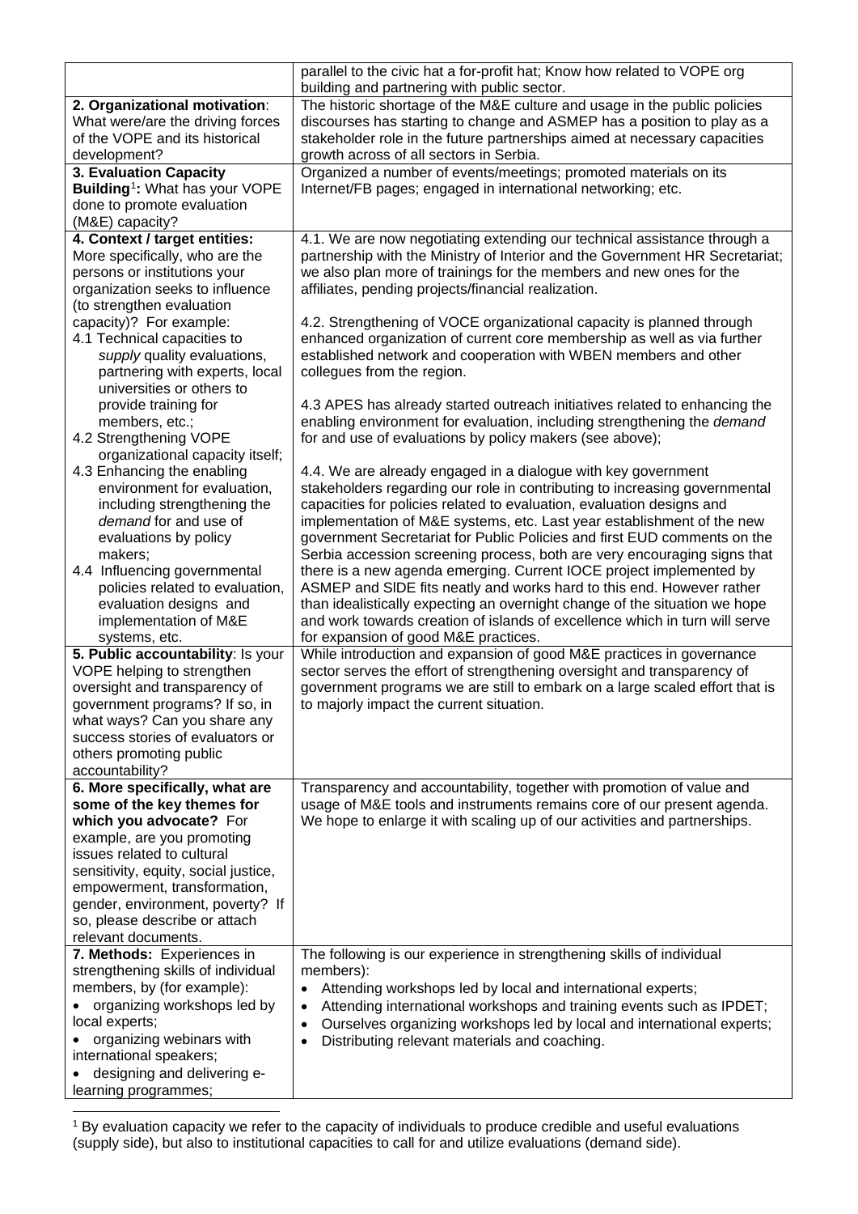| | |
|---|---|
| | parallel to the civic hat a for-profit hat; Know how related to VOPE org building and partnering with public sector. |
| **2. Organizational motivation**: What were/are the driving forces of the VOPE and its historical development? | The historic shortage of the M&E culture and usage in the public policies discourses has starting to change and ASMEP has a position to play as a stakeholder role in the future partnerships aimed at necessary capacities growth across of all sectors in Serbia. |
| **3. Evaluation Capacity Building**[1]**:** What has your VOPE done to promote evaluation (M&E) capacity? | Organized a number of events/meetings; promoted materials on its Internet/FB pages; engaged in international networking; etc. |
| **4. Context / target entities:** More specifically, who are the persons or institutions your organization seeks to influence (to strengthen evaluation capacity)? For example:<br>4.1 Technical capacities to *supply* quality evaluations, partnering with experts, local universities or others to provide training for members, etc.;<br>4.2 Strengthening VOPE organizational capacity itself;<br>4.3 Enhancing the enabling environment for evaluation, including strengthening the *demand* for and use of evaluations by policy makers;<br>4.4 Influencing governmental policies related to evaluation, evaluation designs and implementation of M&E systems, etc. | 4.1. We are now negotiating extending our technical assistance through a partnership with the Ministry of Interior and the Government HR Secretariat; we also plan more of trainings for the members and new ones for the affiliates, pending projects/financial realization.<br><br>4.2. Strengthening of VOCE organizational capacity is planned through enhanced organization of current core membership as well as via further established network and cooperation with WBEN members and other collegues from the region.<br><br>4.3 APES has already started outreach initiatives related to enhancing the enabling environment for evaluation, including strengthening the *demand* for and use of evaluations by policy makers (see above);<br><br>4.4. We are already engaged in a dialogue with key government stakeholders regarding our role in contributing to increasing governmental capacities for policies related to evaluation, evaluation designs and implementation of M&E systems, etc. Last year establishment of the new government Secretariat for Public Policies and first EUD comments on the Serbia accession screening process, both are very encouraging signs that there is a new agenda emerging. Current IOCE project implemented by ASMEP and SIDE fits neatly and works hard to this end. However rather than idealistically expecting an overnight change of the situation we hope and work towards creation of islands of excellence which in turn will serve for expansion of good M&E practices. |
| **5. Public accountability**: Is your VOPE helping to strengthen oversight and transparency of government programs? If so, in what ways? Can you share any success stories of evaluators or others promoting public accountability? | While introduction and expansion of good M&E practices in governance sector serves the effort of strengthening oversight and transparency of government programs we are still to embark on a large scaled effort that is to majorly impact the current situation. |
| **6. More specifically, what are some of the key themes for which you advocate?** For example, are you promoting issues related to cultural sensitivity, equity, social justice, empowerment, transformation, gender, environment, poverty? If so, please describe or attach relevant documents. | Transparency and accountability, together with promotion of value and usage of M&E tools and instruments remains core of our present agenda. We hope to enlarge it with scaling up of our activities and partnerships. |
| **7. Methods:** Experiences in strengthening skills of individual members, by (for example):<br>• organizing workshops led by local experts;<br>• organizing webinars with international speakers;<br>• designing and delivering e-learning programmes; | The following is our experience in strengthening skills of individual members):<br>• Attending workshops led by local and international experts;<br>• Attending international workshops and training events such as IPDET;<br>• Ourselves organizing workshops led by local and international experts;<br>• Distributing relevant materials and coaching. |

[1] By evaluation capacity we refer to the capacity of individuals to produce credible and useful evaluations (supply side), but also to institutional capacities to call for and utilize evaluations (demand side).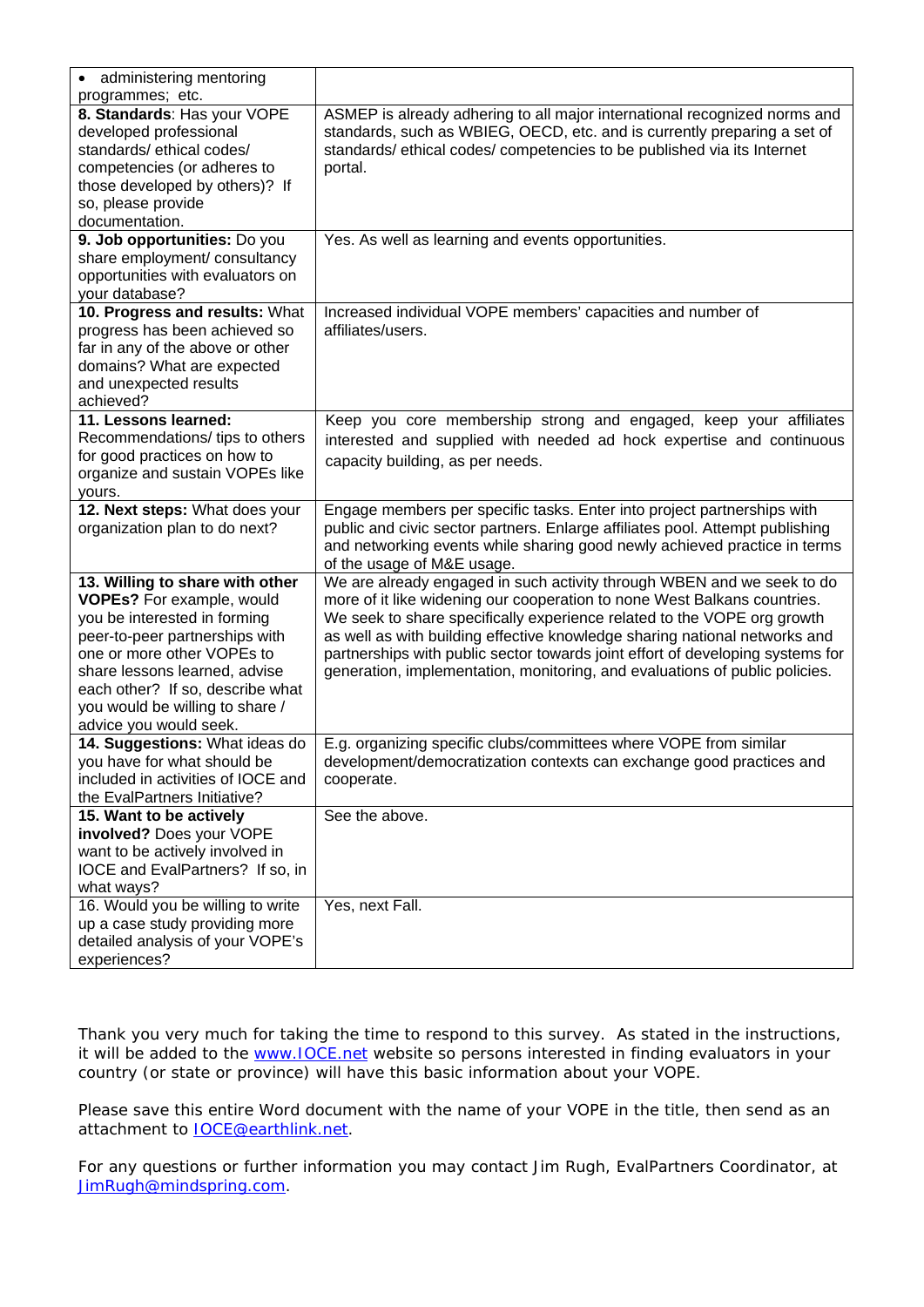| | |
|---|---|
| • administering mentoring programmes; etc. | |
| **8. Standards**: Has your VOPE developed professional standards/ ethical codes/ competencies (or adheres to those developed by others)? If so, please provide documentation. | ASMEP is already adhering to all major international recognized norms and standards, such as WBIEG, OECD, etc. and is currently preparing a set of standards/ ethical codes/ competencies to be published via its Internet portal. |
| **9. Job opportunities:** Do you share employment/ consultancy opportunities with evaluators on your database? | Yes. As well as learning and events opportunities. |
| **10. Progress and results:** What progress has been achieved so far in any of the above or other domains? What are expected and unexpected results achieved? | Increased individual VOPE members' capacities and number of affiliates/users. |
| **11. Lessons learned:** Recommendations/ tips to others for good practices on how to organize and sustain VOPEs like yours. | Keep you core membership strong and engaged, keep your affiliates interested and supplied with needed ad hock expertise and continuous capacity building, as per needs. |
| **12. Next steps:** What does your organization plan to do next? | Engage members per specific tasks. Enter into project partnerships with public and civic sector partners. Enlarge affiliates pool. Attempt publishing and networking events while sharing good newly achieved practice in terms of the usage of M&E usage. |
| **13. Willing to share with other VOPEs?** For example, would you be interested in forming peer-to-peer partnerships with one or more other VOPEs to share lessons learned, advise each other? If so, describe what you would be willing to share / advice you would seek. | We are already engaged in such activity through WBEN and we seek to do more of it like widening our cooperation to none West Balkans countries. We seek to share specifically experience related to the VOPE org growth as well as with building effective knowledge sharing national networks and partnerships with public sector towards joint effort of developing systems for generation, implementation, monitoring, and evaluations of public policies. |
| **14. Suggestions:** What ideas do you have for what should be included in activities of IOCE and the EvalPartners Initiative? | E.g. organizing specific clubs/committees where VOPE from similar development/democratization contexts can exchange good practices and cooperate. |
| **15. Want to be actively involved?** Does your VOPE want to be actively involved in IOCE and EvalPartners? If so, in what ways? | See the above. |
| 16. Would you be willing to write up a case study providing more detailed analysis of your VOPE's experiences? | Yes, next Fall. |

Thank you very much for taking the time to respond to this survey. As stated in the instructions, it will be added to the www.IOCE.net website so persons interested in finding evaluators in your country (or state or province) will have this basic information about your VOPE.

Please save this entire Word document with the name of your VOPE in the title, then send as an attachment to IOCE@earthlink.net.

For any questions or further information you may contact Jim Rugh, EvalPartners Coordinator, at JimRugh@mindspring.com.